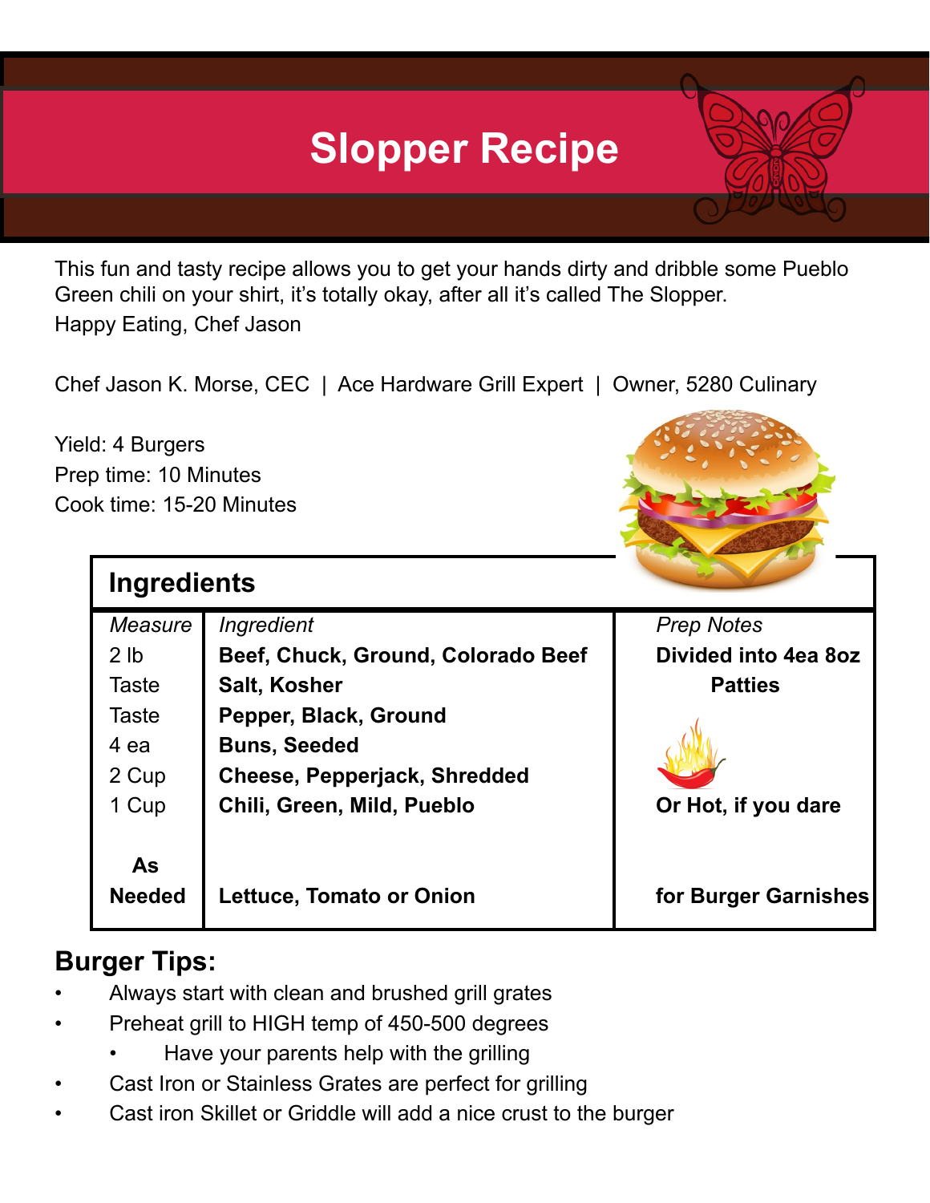# Slopper Recipe

This fun and tasty recipe allows you to get your hands dirty and dribble some Pueblo Green chili on your shirt, it's totally okay, after all it's called The Slopper.
Happy Eating, Chef Jason

Chef Jason K. Morse, CEC | Ace Hardware Grill Expert | Owner, 5280 Culinary

Yield: 4 Burgers
Prep time: 10 Minutes
Cook time: 15-20 Minutes

## Ingredients

| *Measure* | *Ingredient* | *Prep Notes* |
|---|---|---|
| 2 lb | **Beef, Chuck, Ground, Colorado Beef** | **Divided into 4ea 8oz Patties** |
| Taste | **Salt, Kosher** | |
| Taste | **Pepper, Black, Ground** | |
| 4 ea | **Buns, Seeded** | |
| 2 Cup | **Cheese, Pepperjack, Shredded** | |
| 1 Cup | **Chili, Green, Mild, Pueblo** | **Or Hot, if you dare** |
| **As Needed** | **Lettuce, Tomato or Onion** | **for Burger Garnishes** |

## Burger Tips:

- Always start with clean and brushed grill grates
- Preheat grill to HIGH temp of 450-500 degrees
  - Have your parents help with the grilling
- Cast Iron or Stainless Grates are perfect for grilling
- Cast iron Skillet or Griddle will add a nice crust to the burger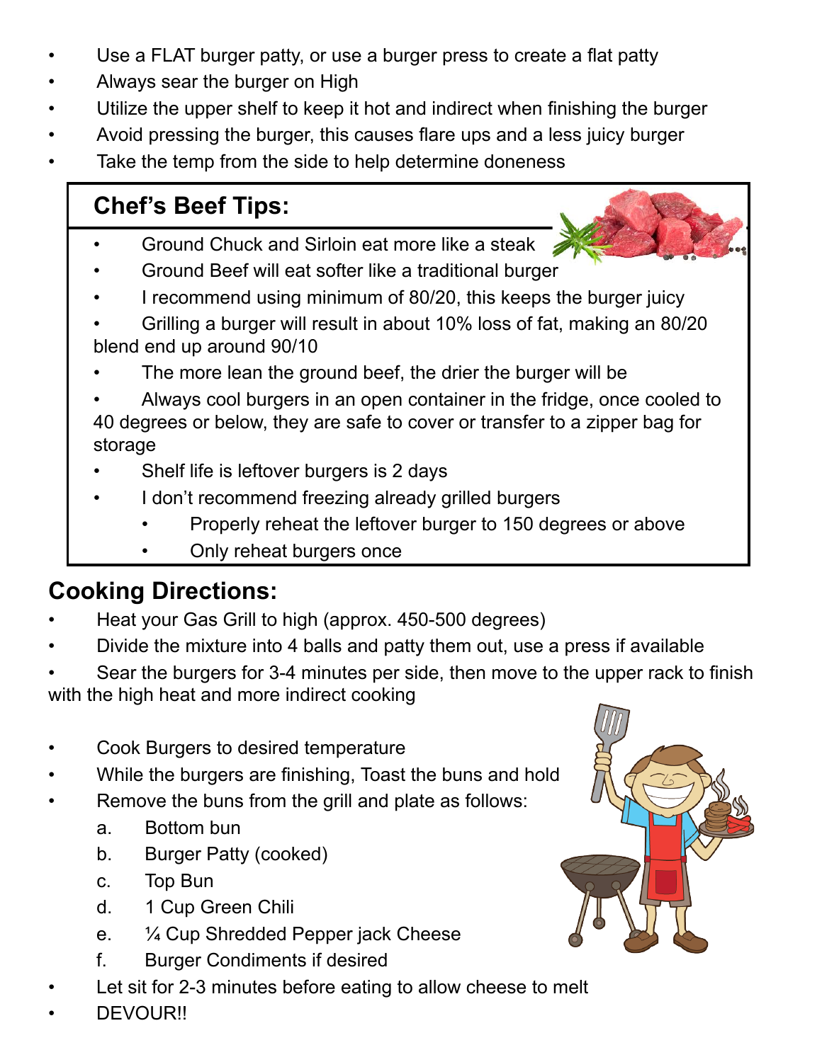- Use a FLAT burger patty, or use a burger press to create a flat patty
- Always sear the burger on High
- Utilize the upper shelf to keep it hot and indirect when finishing the burger
- Avoid pressing the burger, this causes flare ups and a less juicy burger
- Take the temp from the side to help determine doneness

## Chef's Beef Tips:

- Ground Chuck and Sirloin eat more like a steak
- Ground Beef will eat softer like a traditional burger
- I recommend using minimum of 80/20, this keeps the burger juicy
- Grilling a burger will result in about 10% loss of fat, making an 80/20 blend end up around 90/10
- The more lean the ground beef, the drier the burger will be
- Always cool burgers in an open container in the fridge, once cooled to 40 degrees or below, they are safe to cover or transfer to a zipper bag for storage
- Shelf life is leftover burgers is 2 days
- I don't recommend freezing already grilled burgers
  - Properly reheat the leftover burger to 150 degrees or above
  - Only reheat burgers once

## Cooking Directions:

- Heat your Gas Grill to high (approx. 450-500 degrees)
- Divide the mixture into 4 balls and patty them out, use a press if available
- Sear the burgers for 3-4 minutes per side, then move to the upper rack to finish with the high heat and more indirect cooking
- Cook Burgers to desired temperature
- While the burgers are finishing, Toast the buns and hold
- Remove the buns from the grill and plate as follows:
  a. Bottom bun
  b. Burger Patty (cooked)
  c. Top Bun
  d. 1 Cup Green Chili
  e. ¼ Cup Shredded Pepper jack Cheese
  f. Burger Condiments if desired
- Let sit for 2-3 minutes before eating to allow cheese to melt
- DEVOUR!!